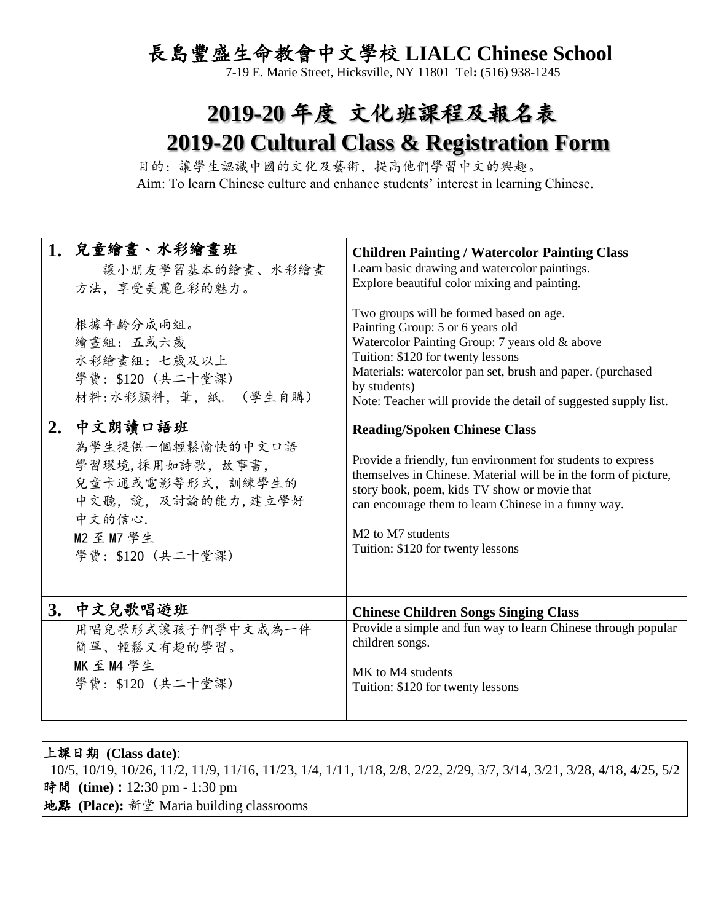# 長島豐盛生命教會中文學校 LIALC Chinese School

7-19 E. Marie Street, Hicksville, NY 11801 Tel: (516) 938-1245

# 2019-20 年度 文化班課程及報名表
# 2019-20 Cultural Class & Registration Form

目的：讓學生認識中國的文化及藝術，提高他們學習中文的興趣。
Aim: To learn Chinese culture and enhance students' interest in learning Chinese.

| | | |
|---|---|---|
| **1.** | **兒童繪畫、水彩繪畫班** | **Children Painting / Watercolor Painting Class** |
| | 讓小朋友學習基本的繪畫、水彩繪畫方法，享受美麗色彩的魅力。<br><br>根據年齡分成兩組。<br>繪畫組：五或六歲<br>水彩繪畫組：七歲及以上<br>學費：\$120（共二十堂課）<br>材料：水彩顏料，筆，紙.（學生自購） | Learn basic drawing and watercolor paintings.<br>Explore beautiful color mixing and painting.<br><br>Two groups will be formed based on age.<br>Painting Group: 5 or 6 years old<br>Watercolor Painting Group: 7 years old & above<br>Tuition: \$120 for twenty lessons<br>Materials: watercolor pan set, brush and paper. (purchased by students)<br>Note: Teacher will provide the detail of suggested supply list. |
| **2.** | **中文朗讀口語班** | **Reading/Spoken Chinese Class** |
| | 為學生提供一個輕鬆愉快的中文口語學習環境,採用如詩歌，故事書，兒童卡通或電影等形式，訓練學生的中文聽，說，及討論的能力,建立學好中文的信心.<br>M2 至 M7 學生<br>學費：\$120（共二十堂課） | Provide a friendly, fun environment for students to express themselves in Chinese. Material will be in the form of picture, story book, poem, kids TV show or movie that can encourage them to learn Chinese in a funny way.<br><br>M2 to M7 students<br>Tuition: \$120 for twenty lessons |
| **3.** | **中文兒歌唱遊班** | **Chinese Children Songs Singing Class** |
| | 用唱兒歌形式讓孩子們學中文成為一件簡單、輕鬆又有趣的學習。<br>MK 至 M4 學生<br>學費：\$120（共二十堂課） | Provide a simple and fun way to learn Chinese through popular children songs.<br><br>MK to M4 students<br>Tuition: \$120 for twenty lessons |

**上課日期 (Class date)**:
10/5, 10/19, 10/26, 11/2, 11/9, 11/16, 11/23, 1/4, 1/11, 1/18, 2/8, 2/22, 2/29, 3/7, 3/14, 3/21, 3/28, 4/18, 4/25, 5/2
**時間 (time) :** 12:30 pm - 1:30 pm
**地點 (Place):** 新堂 Maria building classrooms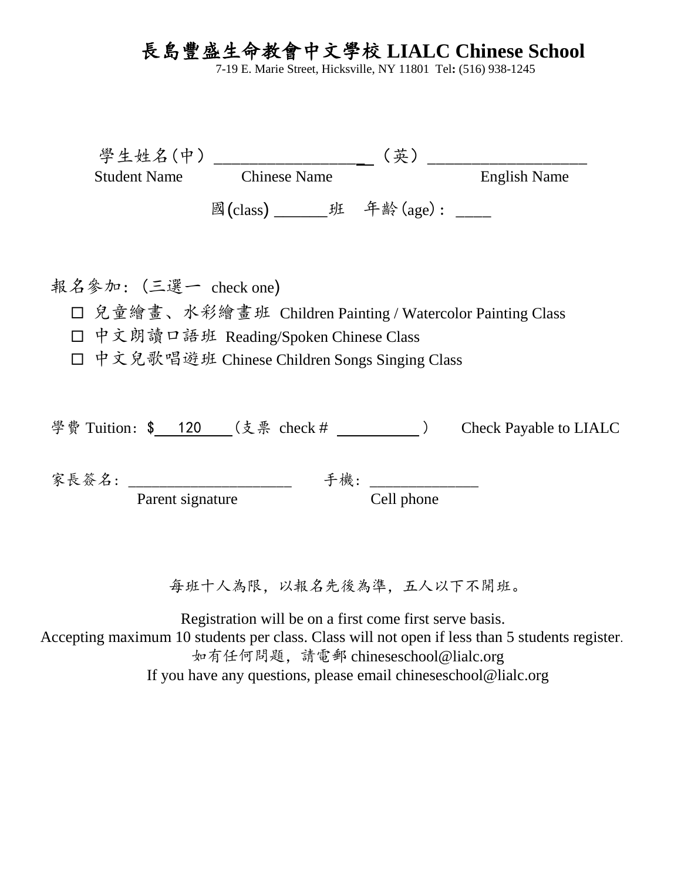# 長島豐盛生命教會中文學校 LIALC Chinese School

7-19 E. Marie Street, Hicksville, NY 11801 Tel: (516) 938-1245

學生姓名(中）__________________ （英）___________________
Student Name Chinese Name English Name

國(class) _______班 年齡(age)： ____

報名參加：(三選一 check one)

- ☐ 兒童繪畫、水彩繪畫班 Children Painting / Watercolor Painting Class
- ☐ 中文朗讀口語班 Reading/Spoken Chinese Class
- ☐ 中文兒歌唱遊班 Chinese Children Songs Singing Class

學費 Tuition：$ 120 （支票 check # ___________） Check Payable to LIALC

家長簽名：_____________________ 手機：______________
Parent signature Cell phone

每班十人為限，以報名先後為準，五人以下不開班。

Registration will be on a first come first serve basis.
Accepting maximum 10 students per class. Class will not open if less than 5 students register.
如有任何問題，請電郵 chineseschool@lialc.org
If you have any questions, please email chineseschool@lialc.org